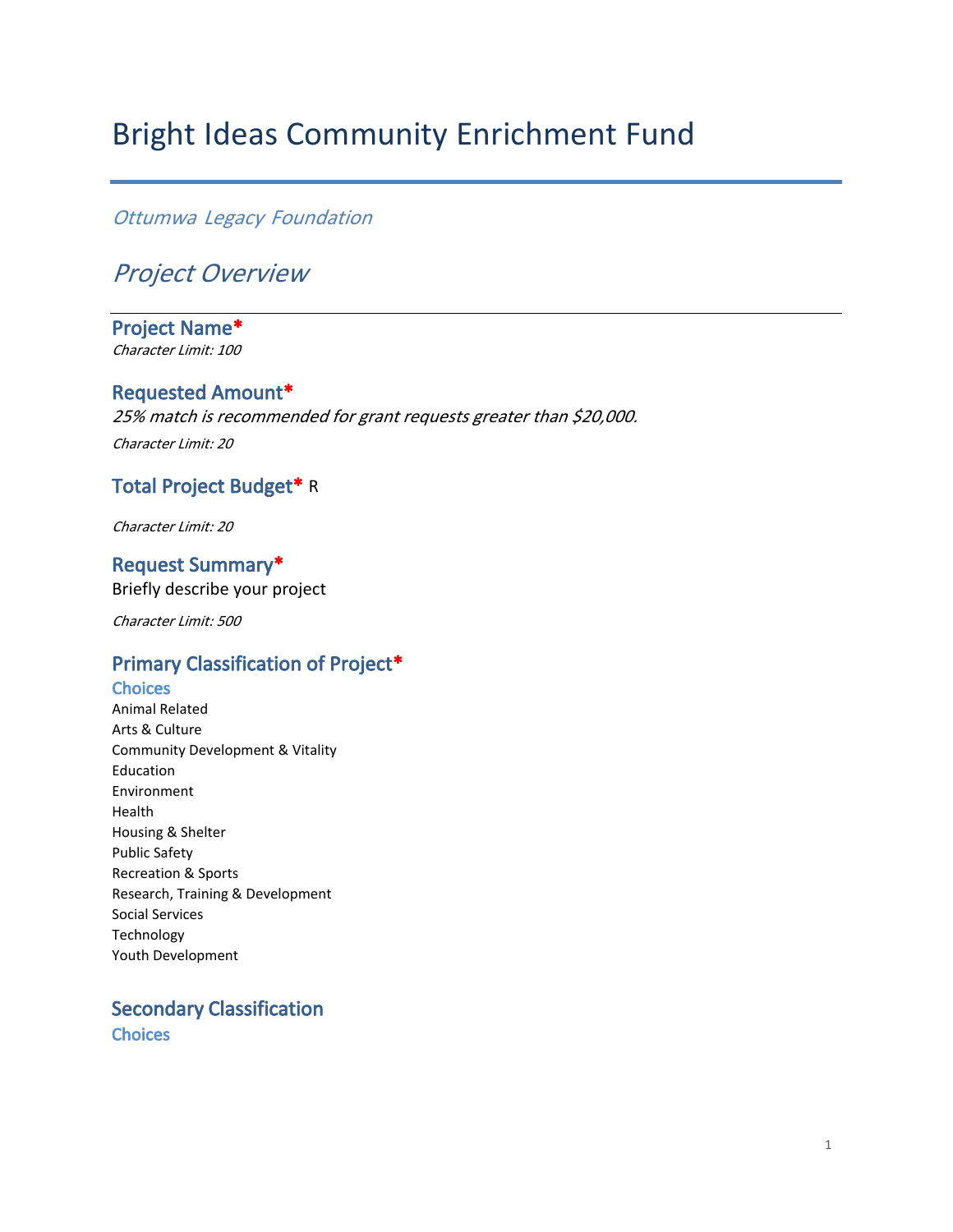# Bright Ideas Community Enrichment Fund

*Ottumwa Legacy Foundation*

## *Project Overview*

### Project Name*

*Character Limit: 100*

### Requested Amount*

*25% match is recommended for grant requests greater than $20,000.*

*Character Limit: 20*

### Total Project Budget* R

*Character Limit: 20*

### Request Summary*

Briefly describe your project

*Character Limit: 500*

### Primary Classification of Project*

**Choices**

Animal Related
Arts & Culture
Community Development & Vitality
Education
Environment
Health
Housing & Shelter
Public Safety
Recreation & Sports
Research, Training & Development
Social Services
Technology
Youth Development

### Secondary Classification

**Choices**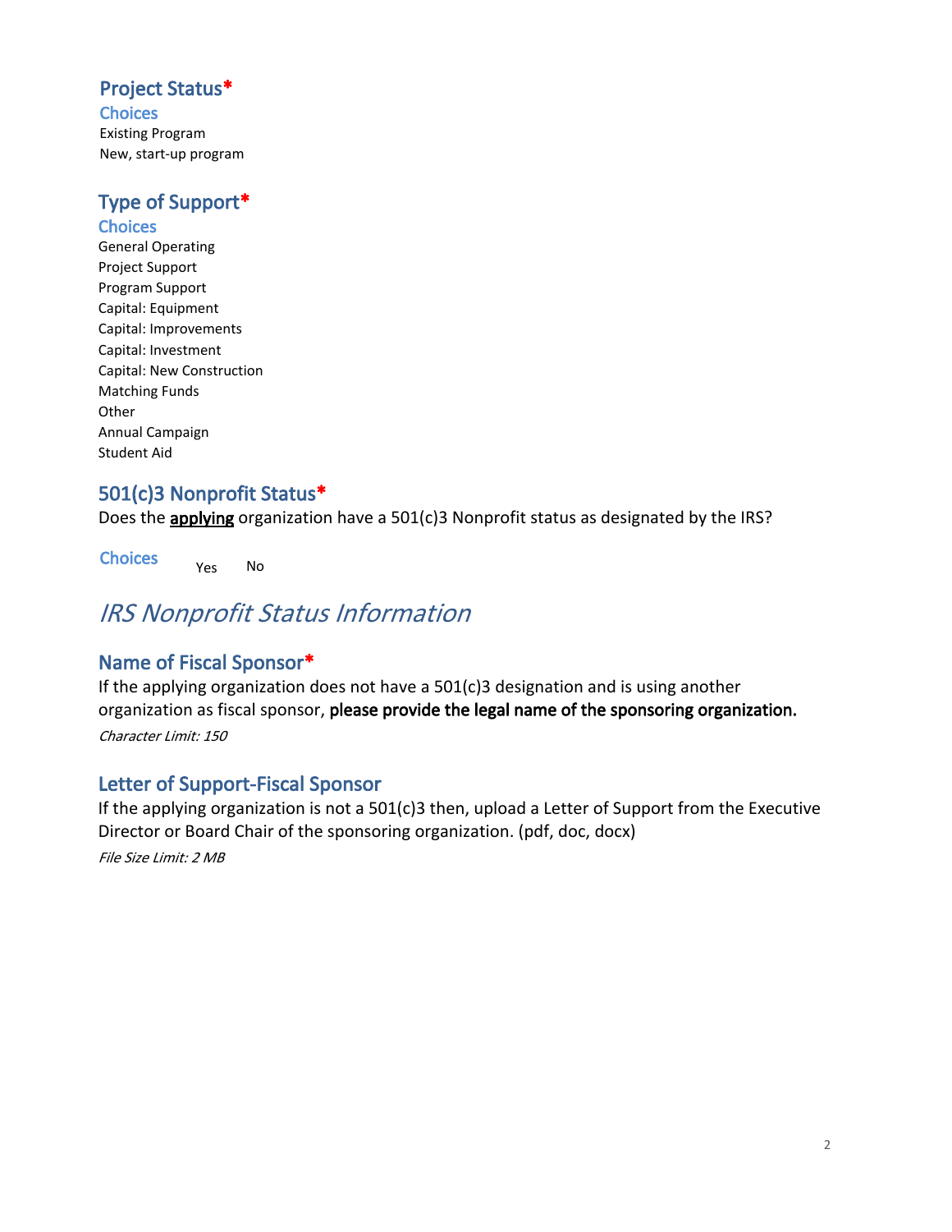## Project Status*

### Choices

Existing Program
New, start-up program

## Type of Support*

### Choices

General Operating
Project Support
Program Support
Capital: Equipment
Capital: Improvements
Capital: Investment
Capital: New Construction
Matching Funds
Other
Annual Campaign
Student Aid

## 501(c)3 Nonprofit Status*

Does the **applying** organization have a 501(c)3 Nonprofit status as designated by the IRS?

### Choices

Yes No

# *IRS Nonprofit Status Information*

## Name of Fiscal Sponsor*

If the applying organization does not have a 501(c)3 designation and is using another organization as fiscal sponsor, **please provide the legal name of the sponsoring organization.**

*Character Limit: 150*

## Letter of Support-Fiscal Sponsor

If the applying organization is not a 501(c)3 then, upload a Letter of Support from the Executive Director or Board Chair of the sponsoring organization. (pdf, doc, docx)

*File Size Limit: 2 MB*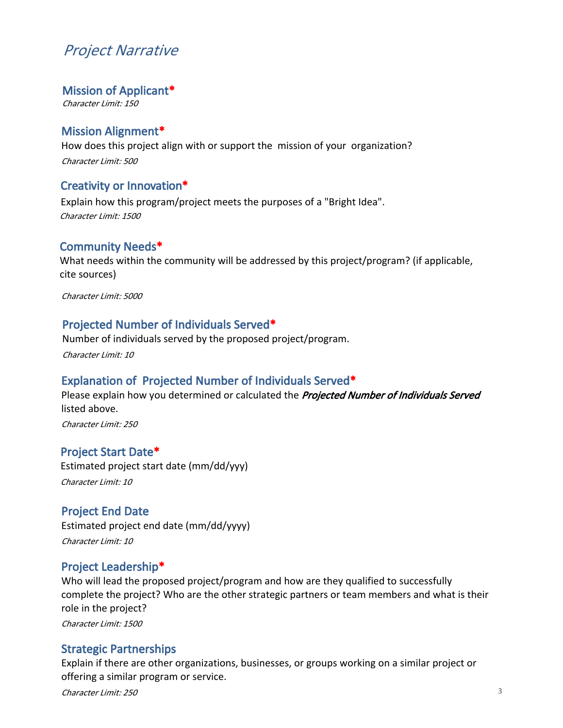# *Project Narrative*

## Mission of Applicant*

*Character Limit: 150*

## Mission Alignment*

How does this project align with or support the mission of your organization?

*Character Limit: 500*

## Creativity or Innovation*

Explain how this program/project meets the purposes of a "Bright Idea".

*Character Limit: 1500*

## Community Needs*

What needs within the community will be addressed by this project/program? (if applicable, cite sources)

*Character Limit: 5000*

## Projected Number of Individuals Served*

Number of individuals served by the proposed project/program.

*Character Limit: 10*

## Explanation of Projected Number of Individuals Served*

Please explain how you determined or calculated the ***Projected Number of Individuals Served*** listed above.

*Character Limit: 250*

## Project Start Date*

Estimated project start date (mm/dd/yyy)

*Character Limit: 10*

## Project End Date

Estimated project end date (mm/dd/yyyy)

*Character Limit: 10*

## Project Leadership*

Who will lead the proposed project/program and how are they qualified to successfully complete the project? Who are the other strategic partners or team members and what is their role in the project?

*Character Limit: 1500*

## Strategic Partnerships

Explain if there are other organizations, businesses, or groups working on a similar project or offering a similar program or service.

*Character Limit: 250*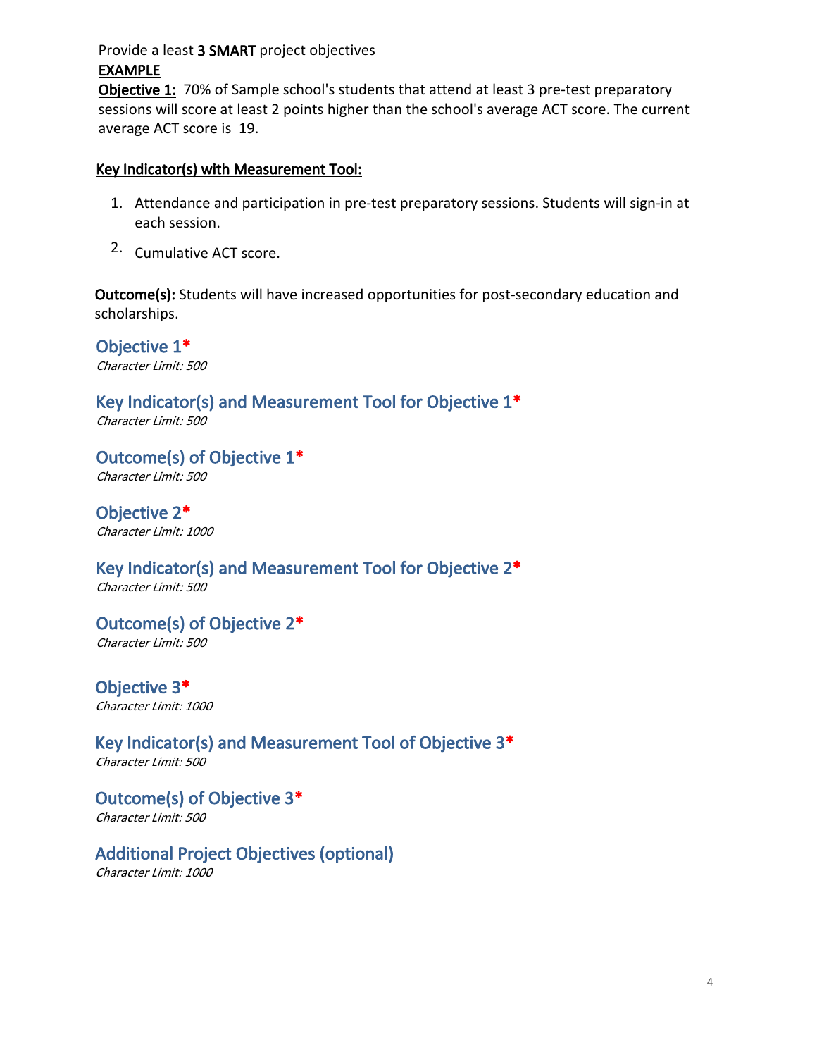Provide a least **3 SMART** project objectives

**EXAMPLE**

**Objective 1:** 70% of Sample school's students that attend at least 3 pre-test preparatory sessions will score at least 2 points higher than the school's average ACT score. The current average ACT score is 19.

**Key Indicator(s) with Measurement Tool:**

1. Attendance and participation in pre-test preparatory sessions. Students will sign-in at each session.
2. Cumulative ACT score.

**Outcome(s):** Students will have increased opportunities for post-secondary education and scholarships.

## Objective 1*

*Character Limit: 500*

## Key Indicator(s) and Measurement Tool for Objective 1*

*Character Limit: 500*

## Outcome(s) of Objective 1*

*Character Limit: 500*

## Objective 2*

*Character Limit: 1000*

## Key Indicator(s) and Measurement Tool for Objective 2*

*Character Limit: 500*

## Outcome(s) of Objective 2*

*Character Limit: 500*

## Objective 3*

*Character Limit: 1000*

## Key Indicator(s) and Measurement Tool of Objective 3*

*Character Limit: 500*

## Outcome(s) of Objective 3*

*Character Limit: 500*

## Additional Project Objectives (optional)

*Character Limit: 1000*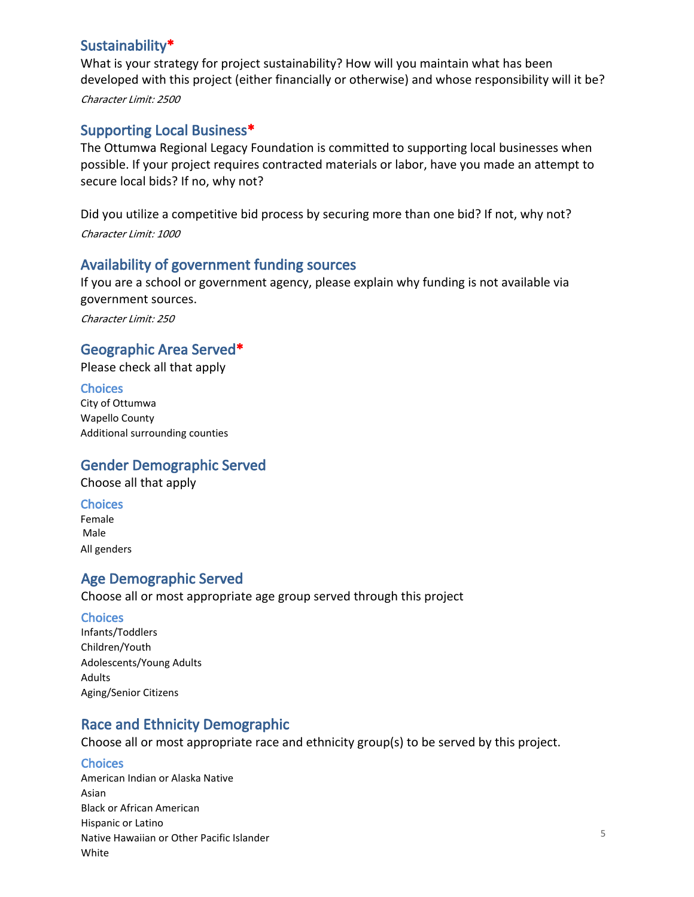## Sustainability*

What is your strategy for project sustainability? How will you maintain what has been developed with this project (either financially or otherwise) and whose responsibility will it be?

*Character Limit: 2500*

## Supporting Local Business*

The Ottumwa Regional Legacy Foundation is committed to supporting local businesses when possible. If your project requires contracted materials or labor, have you made an attempt to secure local bids? If no, why not?

Did you utilize a competitive bid process by securing more than one bid? If not, why not?

*Character Limit: 1000*

## Availability of government funding sources

If you are a school or government agency, please explain why funding is not available via government sources.

*Character Limit: 250*

## Geographic Area Served*

Please check all that apply

### Choices

City of Ottumwa
Wapello County
Additional surrounding counties

## Gender Demographic Served

Choose all that apply

### Choices

Female
Male
All genders

## Age Demographic Served

Choose all or most appropriate age group served through this project

### Choices

Infants/Toddlers
Children/Youth
Adolescents/Young Adults
Adults
Aging/Senior Citizens

## Race and Ethnicity Demographic

Choose all or most appropriate race and ethnicity group(s) to be served by this project.

### Choices

American Indian or Alaska Native
Asian
Black or African American
Hispanic or Latino
Native Hawaiian or Other Pacific Islander
White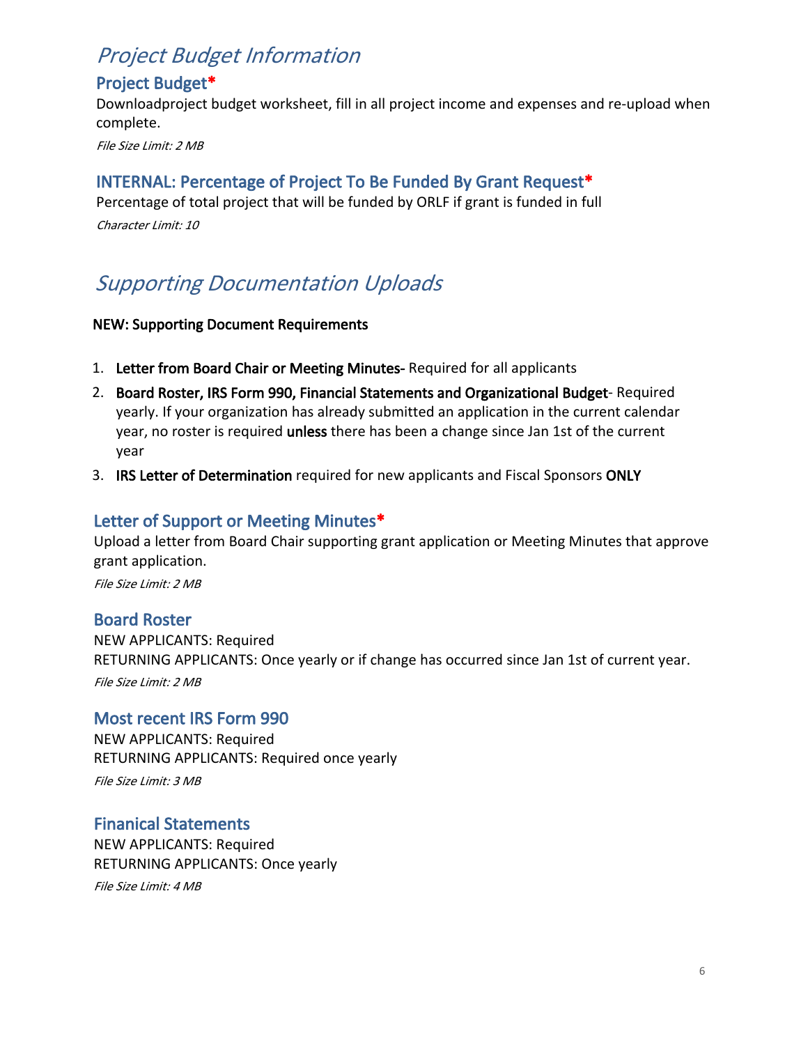# *Project Budget Information*

## Project Budget*

Downloadproject budget worksheet, fill in all project income and expenses and re-upload when complete.

*File Size Limit: 2 MB*

## INTERNAL: Percentage of Project To Be Funded By Grant Request*

Percentage of total project that will be funded by ORLF if grant is funded in full

*Character Limit: 10*

# *Supporting Documentation Uploads*

**NEW: Supporting Document Requirements**

1. **Letter from Board Chair or Meeting Minutes-** Required for all applicants
2. **Board Roster, IRS Form 990, Financial Statements and Organizational Budget**- Required yearly. If your organization has already submitted an application in the current calendar year, no roster is required **unless** there has been a change since Jan 1st of the current year
3. **IRS Letter of Determination** required for new applicants and Fiscal Sponsors **ONLY**

## Letter of Support or Meeting Minutes*

Upload a letter from Board Chair supporting grant application or Meeting Minutes that approve grant application.

*File Size Limit: 2 MB*

## Board Roster

NEW APPLICANTS: Required
RETURNING APPLICANTS: Once yearly or if change has occurred since Jan 1st of current year.

*File Size Limit: 2 MB*

## Most recent IRS Form 990

NEW APPLICANTS: Required
RETURNING APPLICANTS: Required once yearly

*File Size Limit: 3 MB*

## Finanical Statements

NEW APPLICANTS: Required
RETURNING APPLICANTS: Once yearly

*File Size Limit: 4 MB*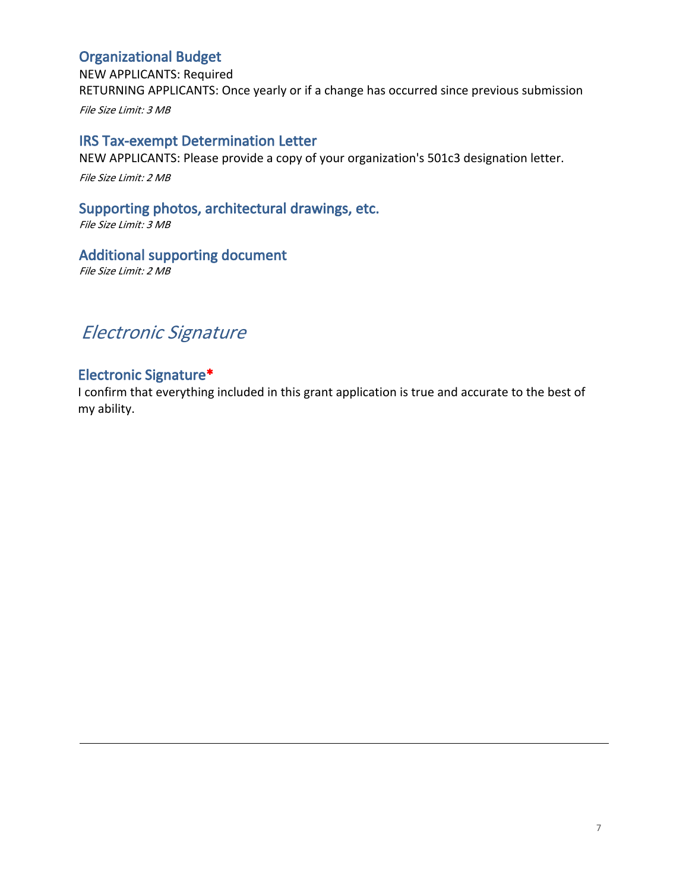### Organizational Budget

NEW APPLICANTS: Required

RETURNING APPLICANTS: Once yearly or if a change has occurred since previous submission

*File Size Limit: 3 MB*

### IRS Tax-exempt Determination Letter

NEW APPLICANTS: Please provide a copy of your organization's 501c3 designation letter.

*File Size Limit: 2 MB*

### Supporting photos, architectural drawings, etc.

*File Size Limit: 3 MB*

### Additional supporting document

*File Size Limit: 2 MB*

## *Electronic Signature*

### Electronic Signature*

I confirm that everything included in this grant application is true and accurate to the best of my ability.